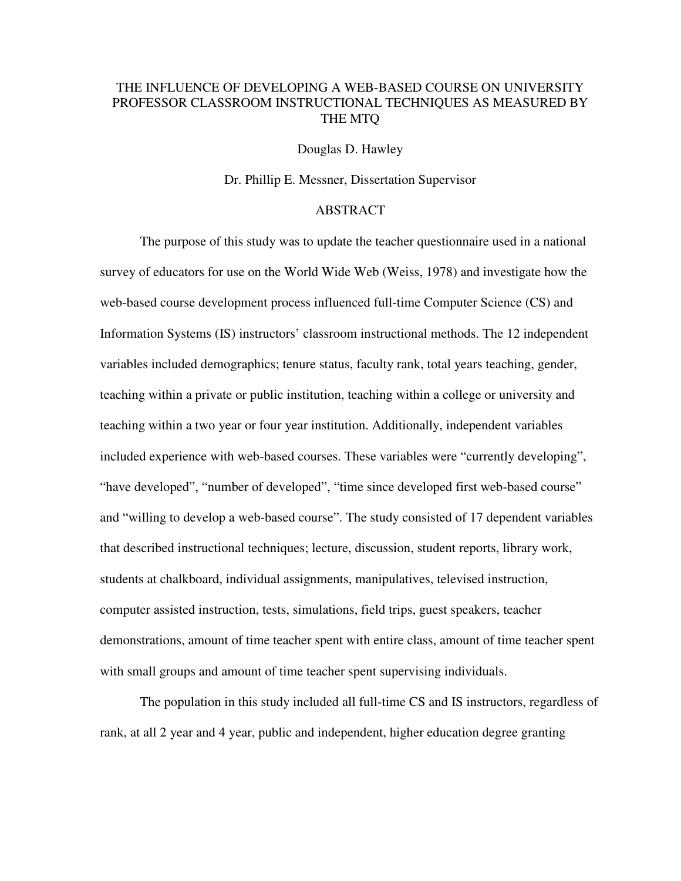# THE INFLUENCE OF DEVELOPING A WEB-BASED COURSE ON UNIVERSITY PROFESSOR CLASSROOM INSTRUCTIONAL TECHNIQUES AS MEASURED BY THE MTQ

Douglas D. Hawley

Dr. Phillip E. Messner, Dissertation Supervisor

## ABSTRACT

The purpose of this study was to update the teacher questionnaire used in a national survey of educators for use on the World Wide Web (Weiss, 1978) and investigate how the web-based course development process influenced full-time Computer Science (CS) and Information Systems (IS) instructors' classroom instructional methods. The 12 independent variables included demographics; tenure status, faculty rank, total years teaching, gender, teaching within a private or public institution, teaching within a college or university and teaching within a two year or four year institution. Additionally, independent variables included experience with web-based courses. These variables were "currently developing", "have developed", "number of developed", "time since developed first web-based course" and "willing to develop a web-based course". The study consisted of 17 dependent variables that described instructional techniques; lecture, discussion, student reports, library work, students at chalkboard, individual assignments, manipulatives, televised instruction, computer assisted instruction, tests, simulations, field trips, guest speakers, teacher demonstrations, amount of time teacher spent with entire class, amount of time teacher spent with small groups and amount of time teacher spent supervising individuals.

The population in this study included all full-time CS and IS instructors, regardless of rank, at all 2 year and 4 year, public and independent, higher education degree granting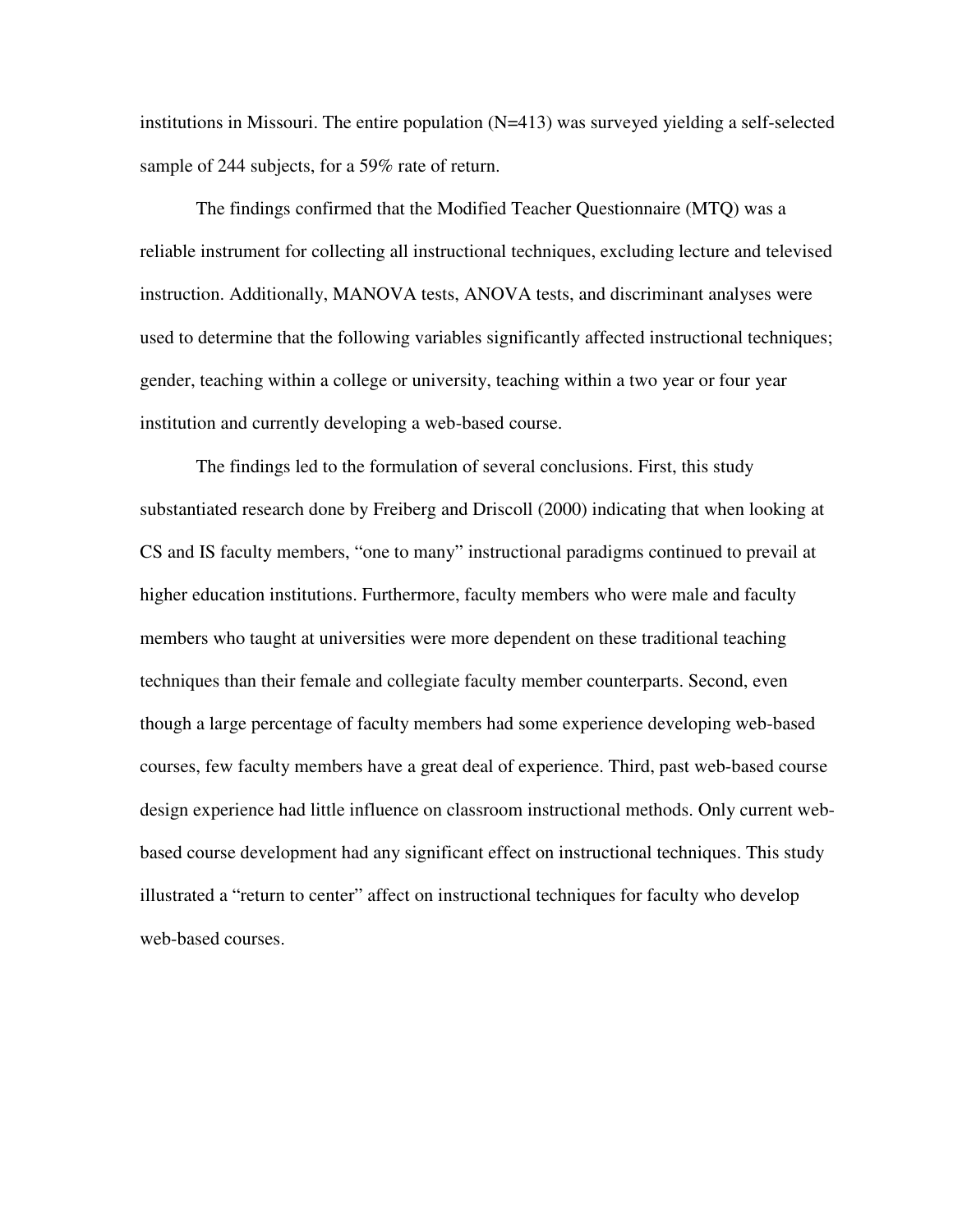institutions in Missouri. The entire population (N=413) was surveyed yielding a self-selected sample of 244 subjects, for a 59% rate of return.

The findings confirmed that the Modified Teacher Questionnaire (MTQ) was a reliable instrument for collecting all instructional techniques, excluding lecture and televised instruction. Additionally, MANOVA tests, ANOVA tests, and discriminant analyses were used to determine that the following variables significantly affected instructional techniques; gender, teaching within a college or university, teaching within a two year or four year institution and currently developing a web-based course.

The findings led to the formulation of several conclusions. First, this study substantiated research done by Freiberg and Driscoll (2000) indicating that when looking at CS and IS faculty members, "one to many" instructional paradigms continued to prevail at higher education institutions. Furthermore, faculty members who were male and faculty members who taught at universities were more dependent on these traditional teaching techniques than their female and collegiate faculty member counterparts. Second, even though a large percentage of faculty members had some experience developing web-based courses, few faculty members have a great deal of experience. Third, past web-based course design experience had little influence on classroom instructional methods. Only current web-based course development had any significant effect on instructional techniques. This study illustrated a "return to center" affect on instructional techniques for faculty who develop web-based courses.